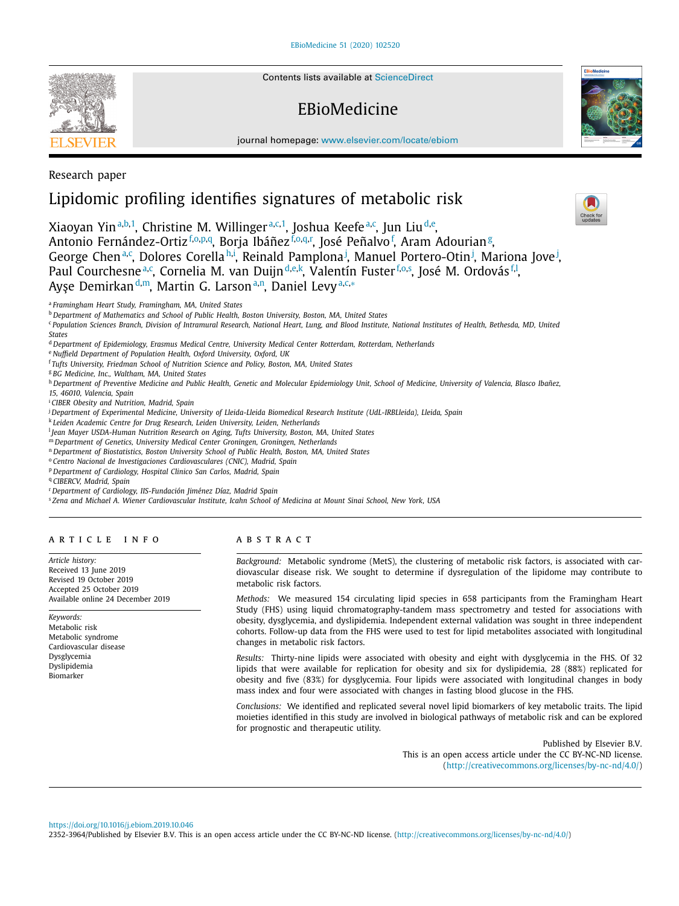Research paper

# Lipidomic profiling identifies signatures of metabolic risk

Xiaoyan Yin[a,b,1], Christine M. Willinger[a,c,1], Joshua Keefe[a,c], Jun Liu[d,e], Antonio Fernández-Ortiz[f,o,p,q], Borja Ibáñez[f,o,q,r], José Peñalvo[f], Aram Adourian[g], George Chen[a,c], Dolores Corella[h,i], Reinald Pamplona[j], Manuel Portero-Otin[j], Mariona Jove[j], Paul Courchesne[a,c], Cornelia M. van Duijn[d,e,k], Valentín Fuster[f,o,s], José M. Ordovás[f,l], Ayşe Demirkan[d,m], Martin G. Larson[a,n], Daniel Levy[a,c,*]

[a] Framingham Heart Study, Framingham, MA, United States
[b] Department of Mathematics and School of Public Health, Boston University, Boston, MA, United States
[c] Population Sciences Branch, Division of Intramural Research, National Heart, Lung, and Blood Institute, National Institutes of Health, Bethesda, MD, United States
[d] Department of Epidemiology, Erasmus Medical Centre, University Medical Center Rotterdam, Rotterdam, Netherlands
[e] Nuffield Department of Population Health, Oxford University, Oxford, UK
[f] Tufts University, Friedman School of Nutrition Science and Policy, Boston, MA, United States
[g] BG Medicine, Inc., Waltham, MA, United States
[h] Department of Preventive Medicine and Public Health, Genetic and Molecular Epidemiology Unit, School of Medicine, University of Valencia, Blasco Ibañez, 15, 46010, Valencia, Spain
[i] CIBER Obesity and Nutrition, Madrid, Spain
[j] Department of Experimental Medicine, University of Lleida-Lleida Biomedical Research Institute (UdL-IRBLleida), Lleida, Spain
[k] Leiden Academic Centre for Drug Research, Leiden University, Leiden, Netherlands
[l] Jean Mayer USDA-Human Nutrition Research on Aging, Tufts University, Boston, MA, United States
[m] Department of Genetics, University Medical Center Groningen, Groningen, Netherlands
[n] Department of Biostatistics, Boston University School of Public Health, Boston, MA, United States
[o] Centro Nacional de Investigaciones Cardiovasculares (CNIC), Madrid, Spain
[p] Department of Cardiology, Hospital Clinico San Carlos, Madrid, Spain
[q] CIBERCV, Madrid, Spain
[r] Department of Cardiology, IIS-Fundación Jiménez Díaz, Madrid Spain
[s] Zena and Michael A. Wiener Cardiovascular Institute, Icahn School of Medicina at Mount Sinai School, New York, USA

## ARTICLE INFO

*Article history:*
Received 13 June 2019
Revised 19 October 2019
Accepted 25 October 2019
Available online 24 December 2019

*Keywords:*
Metabolic risk
Metabolic syndrome
Cardiovascular disease
Dysglycemia
Dyslipidemia
Biomarker

## ABSTRACT

*Background:* Metabolic syndrome (MetS), the clustering of metabolic risk factors, is associated with cardiovascular disease risk. We sought to determine if dysregulation of the lipidome may contribute to metabolic risk factors.

*Methods:* We measured 154 circulating lipid species in 658 participants from the Framingham Heart Study (FHS) using liquid chromatography-tandem mass spectrometry and tested for associations with obesity, dysglycemia, and dyslipidemia. Independent external validation was sought in three independent cohorts. Follow-up data from the FHS were used to test for lipid metabolites associated with longitudinal changes in metabolic risk factors.

*Results:* Thirty-nine lipids were associated with obesity and eight with dysglycemia in the FHS. Of 32 lipids that were available for replication for obesity and six for dyslipidemia, 28 (88%) replicated for obesity and five (83%) for dysglycemia. Four lipids were associated with longitudinal changes in body mass index and four were associated with changes in fasting blood glucose in the FHS.

*Conclusions:* We identified and replicated several novel lipid biomarkers of key metabolic traits. The lipid moieties identified in this study are involved in biological pathways of metabolic risk and can be explored for prognostic and therapeutic utility.

Published by Elsevier B.V.
This is an open access article under the CC BY-NC-ND license. (http://creativecommons.org/licenses/by-nc-nd/4.0/)

https://doi.org/10.1016/j.ebiom.2019.10.046
2352-3964/Published by Elsevier B.V. This is an open access article under the CC BY-NC-ND license. (http://creativecommons.org/licenses/by-nc-nd/4.0/)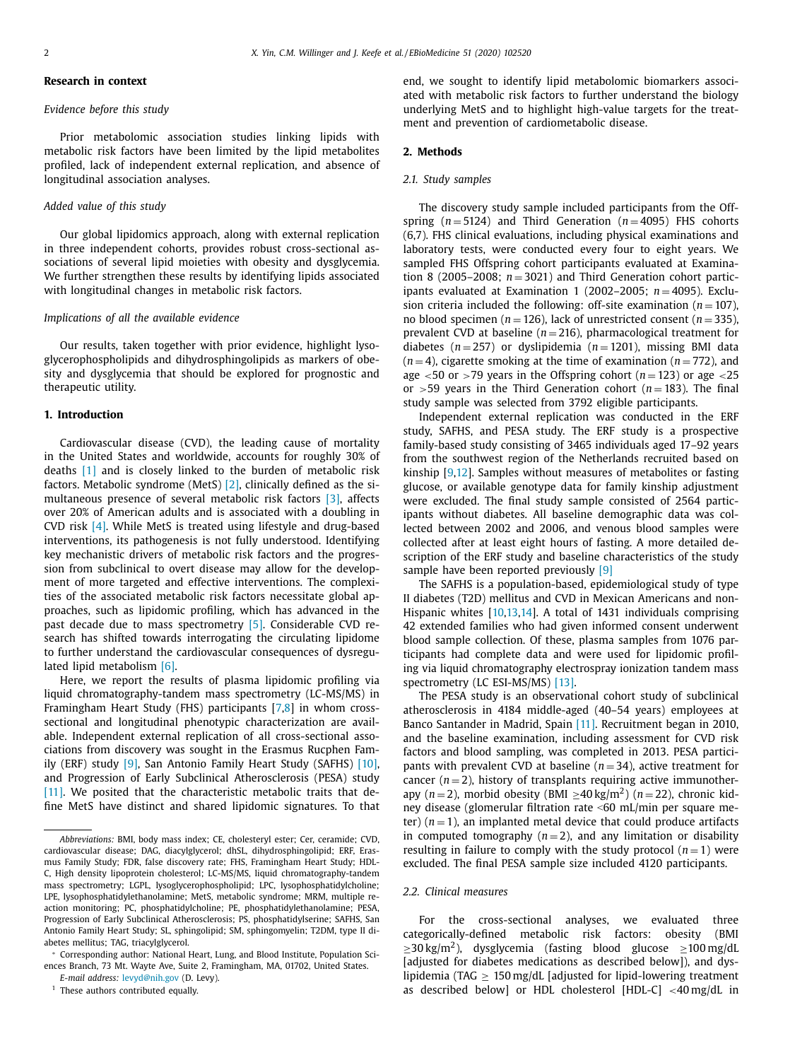### Research in context

*Evidence before this study*

Prior metabolomic association studies linking lipids with metabolic risk factors have been limited by the lipid metabolites profiled, lack of independent external replication, and absence of longitudinal association analyses.

*Added value of this study*

Our global lipidomics approach, along with external replication in three independent cohorts, provides robust cross-sectional associations of several lipid moieties with obesity and dysglycemia. We further strengthen these results by identifying lipids associated with longitudinal changes in metabolic risk factors.

*Implications of all the available evidence*

Our results, taken together with prior evidence, highlight lysoglycerophospholipids and dihydrosphingolipids as markers of obesity and dysglycemia that should be explored for prognostic and therapeutic utility.

## 1. Introduction

Cardiovascular disease (CVD), the leading cause of mortality in the United States and worldwide, accounts for roughly 30% of deaths [1] and is closely linked to the burden of metabolic risk factors. Metabolic syndrome (MetS) [2], clinically defined as the simultaneous presence of several metabolic risk factors [3], affects over 20% of American adults and is associated with a doubling in CVD risk [4]. While MetS is treated using lifestyle and drug-based interventions, its pathogenesis is not fully understood. Identifying key mechanistic drivers of metabolic risk factors and the progression from subclinical to overt disease may allow for the development of more targeted and effective interventions. The complexities of the associated metabolic risk factors necessitate global approaches, such as lipidomic profiling, which has advanced in the past decade due to mass spectrometry [5]. Considerable CVD research has shifted towards interrogating the circulating lipidome to further understand the cardiovascular consequences of dysregulated lipid metabolism [6].

Here, we report the results of plasma lipidomic profiling via liquid chromatography-tandem mass spectrometry (LC-MS/MS) in Framingham Heart Study (FHS) participants [7,8] in whom cross-sectional and longitudinal phenotypic characterization are available. Independent external replication of all cross-sectional associations from discovery was sought in the Erasmus Rucphen Family (ERF) study [9], San Antonio Family Heart Study (SAFHS) [10], and Progression of Early Subclinical Atherosclerosis (PESA) study [11]. We posited that the characteristic metabolic traits that define MetS have distinct and shared lipidomic signatures. To that end, we sought to identify lipid metabolomic biomarkers associated with metabolic risk factors to further understand the biology underlying MetS and to highlight high-value targets for the treatment and prevention of cardiometabolic disease.

## 2. Methods

### 2.1. Study samples

The discovery study sample included participants from the Offspring ($n = 5124$) and Third Generation ($n = 4095$) FHS cohorts (6,7). FHS clinical evaluations, including physical examinations and laboratory tests, were conducted every four to eight years. We sampled FHS Offspring cohort participants evaluated at Examination 8 (2005–2008; $n = 3021$) and Third Generation cohort participants evaluated at Examination 1 (2002–2005; $n = 4095$). Exclusion criteria included the following: off-site examination ($n = 107$), no blood specimen ($n = 126$), lack of unrestricted consent ($n = 335$), prevalent CVD at baseline ($n = 216$), pharmacological treatment for diabetes ($n = 257$) or dyslipidemia ($n = 1201$), missing BMI data ($n = 4$), cigarette smoking at the time of examination ($n = 772$), and age $<50$ or $>79$ years in the Offspring cohort ($n = 123$) or age $<25$ or $>59$ years in the Third Generation cohort ($n = 183$). The final study sample was selected from 3792 eligible participants.

Independent external replication was conducted in the ERF study, SAFHS, and PESA study. The ERF study is a prospective family-based study consisting of 3465 individuals aged 17–92 years from the southwest region of the Netherlands recruited based on kinship [9,12]. Samples without measures of metabolites or fasting glucose, or available genotype data for family kinship adjustment were excluded. The final study sample consisted of 2564 participants without diabetes. All baseline demographic data was collected between 2002 and 2006, and venous blood samples were collected after at least eight hours of fasting. A more detailed description of the ERF study and baseline characteristics of the study sample have been reported previously [9]

The SAFHS is a population-based, epidemiological study of type II diabetes (T2D) mellitus and CVD in Mexican Americans and non-Hispanic whites [10,13,14]. A total of 1431 individuals comprising 42 extended families who had given informed consent underwent blood sample collection. Of these, plasma samples from 1076 participants had complete data and were used for lipidomic profiling via liquid chromatography electrospray ionization tandem mass spectrometry (LC ESI-MS/MS) [13].

The PESA study is an observational cohort study of subclinical atherosclerosis in 4184 middle-aged (40–54 years) employees at Banco Santander in Madrid, Spain [11]. Recruitment began in 2010, and the baseline examination, including assessment for CVD risk factors and blood sampling, was completed in 2013. PESA participants with prevalent CVD at baseline ($n = 34$), active treatment for cancer ($n = 2$), history of transplants requiring active immunotherapy ($n = 2$), morbid obesity (BMI $\geq 40\,kg/m^2$) ($n = 22$), chronic kidney disease (glomerular filtration rate <60 mL/min per square meter) ($n = 1$), an implanted metal device that could produce artifacts in computed tomography ($n = 2$), and any limitation or disability resulting in failure to comply with the study protocol ($n = 1$) were excluded. The final PESA sample size included 4120 participants.

### 2.2. Clinical measures

For the cross-sectional analyses, we evaluated three categorically-defined metabolic risk factors: obesity (BMI $\geq 30\,kg/m^2$), dysglycemia (fasting blood glucose $\geq 100$ mg/dL [adjusted for diabetes medications as described below]), and dyslipidemia (TAG $\geq$ 150 mg/dL [adjusted for lipid-lowering treatment as described below] or HDL cholesterol [HDL-C] $<40$ mg/dL in

---

*Abbreviations:* BMI, body mass index; CE, cholesteryl ester; Cer, ceramide; CVD, cardiovascular disease; DAG, diacylglycerol; dhSL, dihydrosphingolipid; ERF, Erasmus Family Study; FDR, false discovery rate; FHS, Framingham Heart Study; HDL-C, High density lipoprotein cholesterol; LC-MS/MS, liquid chromatography-tandem mass spectrometry; LGPL, lysoglycerophospholipid; LPC, lysophosphatidylcholine; LPE, lysophosphatidylethanolamine; MetS, metabolic syndrome; MRM, multiple reaction monitoring; PC, phosphatidylcholine; PE, phosphatidylethanolamine; PESA, Progression of Early Subclinical Atherosclerosis; PS, phosphatidylserine; SAFHS, San Antonio Family Heart Study; SL, sphingolipid; SM, sphingomyelin; T2DM, type II diabetes mellitus; TAG, triacylglycerol.

* Corresponding author: National Heart, Lung, and Blood Institute, Population Sciences Branch, 73 Mt. Wayte Ave, Suite 2, Framingham, MA, 01702, United States.

*E-mail address:* levyd@nih.gov (D. Levy).

[1] These authors contributed equally.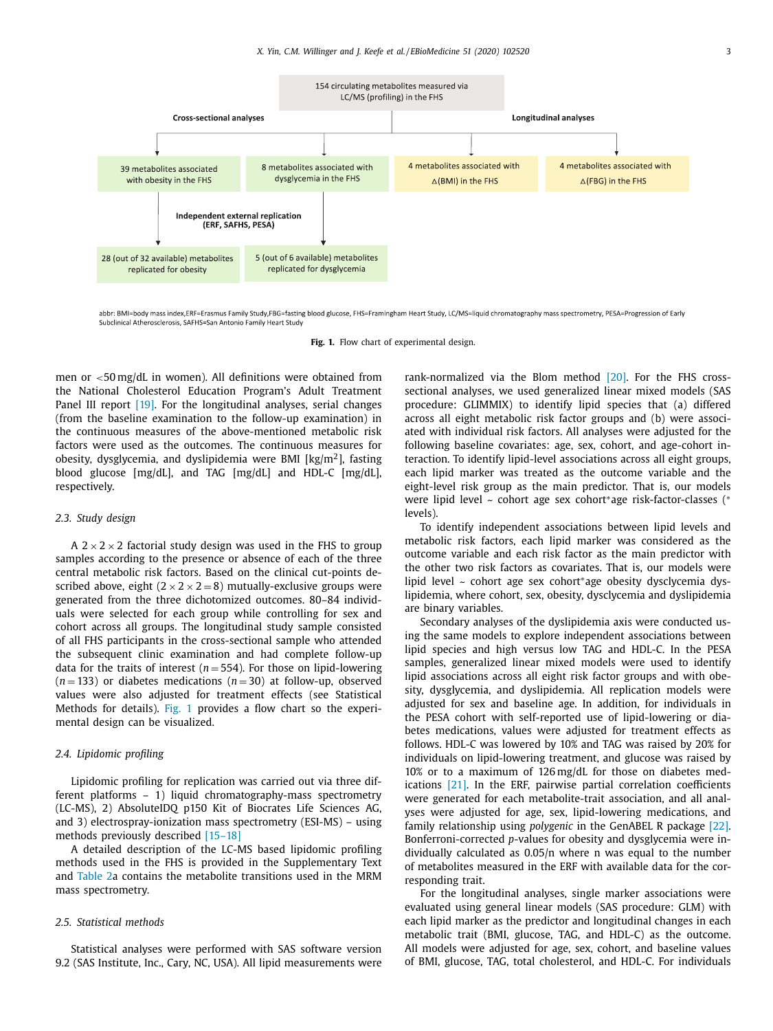154 circulating metabolites measured via LC/MS (profiling) in the FHS

**Cross-sectional analyses**

- 39 metabolites associated with obesity in the FHS
  - Independent external replication (ERF, SAFHS, PESA): 28 (out of 32 available) metabolites replicated for obesity
- 8 metabolites associated with dysglycemia in the FHS
  - Independent external replication (ERF, SAFHS, PESA): 5 (out of 6 available) metabolites replicated for dysglycemia

**Longitudinal analyses**

- 4 metabolites associated with △(BMI) in the FHS
- 4 metabolites associated with △(FBG) in the FHS

abbr: BMI=body mass index,ERF=Erasmus Family Study,FBG=fasting blood glucose, FHS=Framingham Heart Study, LC/MS=liquid chromatography mass spectrometry, PESA=Progression of Early Subclinical Atherosclerosis, SAFHS=San Antonio Family Heart Study

**Fig. 1.** Flow chart of experimental design.

men or <50 mg/dL in women). All definitions were obtained from the National Cholesterol Education Program's Adult Treatment Panel III report [19]. For the longitudinal analyses, serial changes (from the baseline examination to the follow-up examination) in the continuous measures of the above-mentioned metabolic risk factors were used as the outcomes. The continuous measures for obesity, dysglycemia, and dyslipidemia were BMI [kg/m$^2$], fasting blood glucose [mg/dL], and TAG [mg/dL] and HDL-C [mg/dL], respectively.

### 2.3. Study design

A $2 \times 2 \times 2$ factorial study design was used in the FHS to group samples according to the presence or absence of each of the three central metabolic risk factors. Based on the clinical cut-points described above, eight ($2 \times 2 \times 2 = 8$) mutually-exclusive groups were generated from the three dichotomized outcomes. 80–84 individuals were selected for each group while controlling for sex and cohort across all groups. The longitudinal study sample consisted of all FHS participants in the cross-sectional sample who attended the subsequent clinic examination and had complete follow-up data for the traits of interest ($n = 554$). For those on lipid-lowering ($n = 133$) or diabetes medications ($n = 30$) at follow-up, observed values were also adjusted for treatment effects (see Statistical Methods for details). Fig. 1 provides a flow chart so the experimental design can be visualized.

### 2.4. Lipidomic profiling

Lipidomic profiling for replication was carried out via three different platforms – 1) liquid chromatography-mass spectrometry (LC-MS), 2) AbsoluteIDQ p150 Kit of Biocrates Life Sciences AG, and 3) electrospray-ionization mass spectrometry (ESI-MS) – using methods previously described [15–18]

A detailed description of the LC-MS based lipidomic profiling methods used in the FHS is provided in the Supplementary Text and Table 2a contains the metabolite transitions used in the MRM mass spectrometry.

### 2.5. Statistical methods

Statistical analyses were performed with SAS software version 9.2 (SAS Institute, Inc., Cary, NC, USA). All lipid measurements were rank-normalized via the Blom method [20]. For the FHS cross-sectional analyses, we used generalized linear mixed models (SAS procedure: GLIMMIX) to identify lipid species that (a) differed across all eight metabolic risk factor groups and (b) were associated with individual risk factors. All analyses were adjusted for the following baseline covariates: age, sex, cohort, and age-cohort interaction. To identify lipid-level associations across all eight groups, each lipid marker was treated as the outcome variable and the eight-level risk group as the main predictor. That is, our models were lipid level ~ cohort age sex cohort*age risk-factor-classes (* levels).

To identify independent associations between lipid levels and metabolic risk factors, each lipid marker was considered as the outcome variable and each risk factor as the main predictor with the other two risk factors as covariates. That is, our models were lipid level ~ cohort age sex cohort*age obesity dysclycemia dyslipidemia, where cohort, sex, obesity, dysclycemia and dyslipidemia are binary variables.

Secondary analyses of the dyslipidemia axis were conducted using the same models to explore independent associations between lipid species and high versus low TAG and HDL-C. In the PESA samples, generalized linear mixed models were used to identify lipid associations across all eight risk factor groups and with obesity, dysglycemia, and dyslipidemia. All replication models were adjusted for sex and baseline age. In addition, for individuals in the PESA cohort with self-reported use of lipid-lowering or diabetes medications, values were adjusted for treatment effects as follows. HDL-C was lowered by 10% and TAG was raised by 20% for individuals on lipid-lowering treatment, and glucose was raised by 10% or to a maximum of 126 mg/dL for those on diabetes medications [21]. In the ERF, pairwise partial correlation coefficients were generated for each metabolite-trait association, and all analyses were adjusted for age, sex, lipid-lowering medications, and family relationship using *polygenic* in the GenABEL R package [22]. Bonferroni-corrected *p*-values for obesity and dysglycemia were individually calculated as 0.05/n where n was equal to the number of metabolites measured in the ERF with available data for the corresponding trait.

For the longitudinal analyses, single marker associations were evaluated using general linear models (SAS procedure: GLM) with each lipid marker as the predictor and longitudinal changes in each metabolic trait (BMI, glucose, TAG, and HDL-C) as the outcome. All models were adjusted for age, sex, cohort, and baseline values of BMI, glucose, TAG, total cholesterol, and HDL-C. For individuals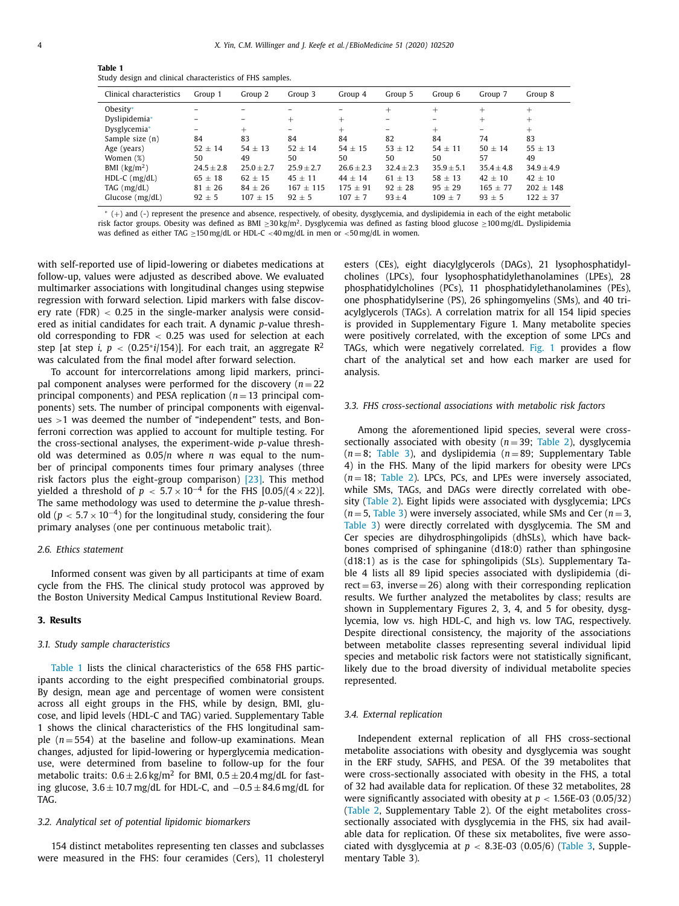**Table 1**
Study design and clinical characteristics of FHS samples.

| Clinical characteristics | Group 1 | Group 2 | Group 3 | Group 4 | Group 5 | Group 6 | Group 7 | Group 8 |
|---|---|---|---|---|---|---|---|---|
| Obesity* | – | – | – | – | + | + | + | + |
| Dyslipidemia* | – | – | + | + | – | – | + | + |
| Dysglycemia* | – | + | – | + | – | + | – | + |
| Sample size (n) | 84 | 83 | 84 | 84 | 82 | 84 | 74 | 83 |
| Age (years) | 52 ± 14 | 54 ± 13 | 52 ± 14 | 54 ± 15 | 53 ± 12 | 54 ± 11 | 50 ± 14 | 55 ± 13 |
| Women (%) | 50 | 49 | 50 | 50 | 50 | 50 | 57 | 49 |
| BMI ($kg/m^2$) | 24.5 ± 2.8 | 25.0 ± 2.7 | 25.9 ± 2.7 | 26.6 ± 2.3 | 32.4 ± 2.3 | 35.9 ± 5.1 | 35.4 ± 4.8 | 34.9 ± 4.9 |
| HDL-C (mg/dL) | 65 ± 18 | 62 ± 15 | 45 ± 11 | 44 ± 14 | 61 ± 13 | 58 ± 13 | 42 ± 10 | 42 ± 10 |
| TAG (mg/dL) | 81 ± 26 | 84 ± 26 | 167 ± 115 | 175 ± 91 | 92 ± 28 | 95 ± 29 | 165 ± 77 | 202 ± 148 |
| Glucose (mg/dL) | 92 ± 5 | 107 ± 15 | 92 ± 5 | 107 ± 7 | 93 ± 4 | 109 ± 7 | 93 ± 5 | 122 ± 37 |

* (+) and (-) represent the presence and absence, respectively, of obesity, dysglycemia, and dyslipidemia in each of the eight metabolic risk factor groups. Obesity was defined as BMI ≥30 $kg/m^2$. Dysglycemia was defined as fasting blood glucose ≥100 mg/dL. Dyslipidemia was defined as either TAG ≥150 mg/dL or HDL-C <40 mg/dL in men or <50 mg/dL in women.

with self-reported use of lipid-lowering or diabetes medications at follow-up, values were adjusted as described above. We evaluated multimarker associations with longitudinal changes using stepwise regression with forward selection. Lipid markers with false discovery rate (FDR) < 0.25 in the single-marker analysis were considered as initial candidates for each trait. A dynamic *p*-value threshold corresponding to FDR < 0.25 was used for selection at each step [at step *i*, $p < (0.25*i/154)$]. For each trait, an aggregate $R^2$ was calculated from the final model after forward selection.

To account for intercorrelations among lipid markers, principal component analyses were performed for the discovery ($n = 22$ principal components) and PESA replication ($n = 13$ principal components) sets. The number of principal components with eigenvalues >1 was deemed the number of "independent" tests, and Bonferroni correction was applied to account for multiple testing. For the cross-sectional analyses, the experiment-wide *p*-value threshold was determined as $0.05/n$ where *n* was equal to the number of principal components times four primary analyses (three risk factors plus the eight-group comparison) [23]. This method yielded a threshold of $p < 5.7 \times 10^{-4}$ for the FHS [$0.05/(4 \times 22)$]. The same methodology was used to determine the *p*-value threshold ($p < 5.7 \times 10^{-4}$) for the longitudinal study, considering the four primary analyses (one per continuous metabolic trait).

### 2.6. Ethics statement

Informed consent was given by all participants at time of exam cycle from the FHS. The clinical study protocol was approved by the Boston University Medical Campus Institutional Review Board.

## 3. Results

### 3.1. Study sample characteristics

Table 1 lists the clinical characteristics of the 658 FHS participants according to the eight prespecified combinatorial groups. By design, mean age and percentage of women were consistent across all eight groups in the FHS, while by design, BMI, glucose, and lipid levels (HDL-C and TAG) varied. Supplementary Table 1 shows the clinical characteristics of the FHS longitudinal sample ($n = 554$) at the baseline and follow-up examinations. Mean changes, adjusted for lipid-lowering or hyperglycemia medication-use, were determined from baseline to follow-up for the four metabolic traits: 0.6 ± 2.6 $kg/m^2$ for BMI, 0.5 ± 20.4 mg/dL for fasting glucose, 3.6 ± 10.7 mg/dL for HDL-C, and −0.5 ± 84.6 mg/dL for TAG.

### 3.2. Analytical set of potential lipidomic biomarkers

154 distinct metabolites representing ten classes and subclasses were measured in the FHS: four ceramides (Cers), 11 cholesteryl esters (CEs), eight diacylglycerols (DAGs), 21 lysophosphatidylcholines (LPCs), four lysophosphatidylethanolamines (LPEs), 28 phosphatidylcholines (PCs), 11 phosphatidylethanolamines (PEs), one phosphatidylserine (PS), 26 sphingomyelins (SMs), and 40 triacylglycerols (TAGs). A correlation matrix for all 154 lipid species is provided in Supplementary Figure 1. Many metabolite species were positively correlated, with the exception of some LPCs and TAGs, which were negatively correlated. Fig. 1 provides a flow chart of the analytical set and how each marker are used for analysis.

### 3.3. FHS cross-sectional associations with metabolic risk factors

Among the aforementioned lipid species, several were cross-sectionally associated with obesity ($n = 39$; Table 2), dysglycemia ($n = 8$; Table 3), and dyslipidemia ($n = 89$; Supplementary Table 4) in the FHS. Many of the lipid markers for obesity were LPCs ($n = 18$; Table 2). LPCs, PCs, and LPEs were inversely associated, while SMs, TAGs, and DAGs were directly correlated with obesity (Table 2). Eight lipids were associated with dysglycemia; LPCs ($n = 5$, Table 3) were inversely associated, while SMs and Cer ($n = 3$, Table 3) were directly correlated with dysglycemia. The SM and Cer species are dihydrosphingolipids (dhSLs), which have backbones comprised of sphinganine (d18:0) rather than sphingosine (d18:1) as is the case for sphingolipids (SLs). Supplementary Table 4 lists all 89 lipid species associated with dyslipidemia (direct = 63, inverse = 26) along with their corresponding replication results. We further analyzed the metabolites by class; results are shown in Supplementary Figures 2, 3, 4, and 5 for obesity, dysglycemia, low vs. high HDL-C, and high vs. low TAG, respectively. Despite directional consistency, the majority of the associations between metabolite classes representing several individual lipid species and metabolic risk factors were not statistically significant, likely due to the broad diversity of individual metabolite species represented.

### 3.4. External replication

Independent external replication of all FHS cross-sectional metabolite associations with obesity and dysglycemia was sought in the ERF study, SAFHS, and PESA. Of the 39 metabolites that were cross-sectionally associated with obesity in the FHS, a total of 32 had available data for replication. Of these 32 metabolites, 28 were significantly associated with obesity at $p <$ 1.56E-03 (0.05/32) (Table 2, Supplementary Table 2). Of the eight metabolites cross-sectionally associated with dysglycemia in the FHS, six had available data for replication. Of these six metabolites, five were associated with dysglycemia at $p <$ 8.3E-03 (0.05/6) (Table 3, Supplementary Table 3).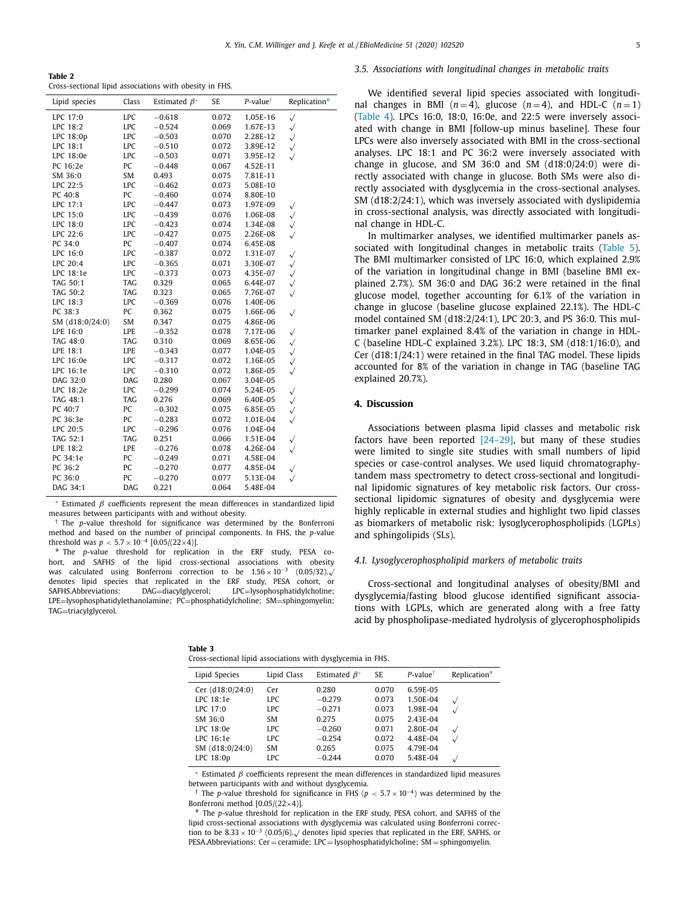**Table 2**
Cross-sectional lipid associations with obesity in FHS.

| Lipid species | Class | Estimated β* | SE | P-value† | Replication# |
|---|---|---|---|---|---|
| LPC 17:0 | LPC | −0.618 | 0.072 | 1.05E-16 | √ |
| LPC 18:2 | LPC | −0.524 | 0.069 | 1.67E-13 | √ |
| LPC 18:0p | LPC | −0.503 | 0.070 | 2.28E-12 | √ |
| LPC 18:1 | LPC | −0.510 | 0.072 | 3.89E-12 | √ |
| LPC 18:0e | LPC | −0.503 | 0.071 | 3.95E-12 | √ |
| PC 16:2e | PC | −0.448 | 0.067 | 4.52E-11 | |
| SM 36:0 | SM | 0.493 | 0.075 | 7.81E-11 | |
| LPC 22:5 | LPC | −0.462 | 0.073 | 5.08E-10 | |
| PC 40:8 | PC | −0.460 | 0.074 | 8.80E-10 | |
| LPC 17:1 | LPC | −0.447 | 0.073 | 1.97E-09 | √ |
| LPC 15:0 | LPC | −0.439 | 0.076 | 1.06E-08 | √ |
| LPC 18:0 | LPC | −0.423 | 0.074 | 1.34E-08 | √ |
| LPC 22:6 | LPC | −0.427 | 0.075 | 2.26E-08 | √ |
| PC 34:0 | PC | −0.407 | 0.074 | 6.45E-08 | |
| LPC 16:0 | LPC | −0.387 | 0.072 | 1.31E-07 | √ |
| LPC 20:4 | LPC | −0.365 | 0.071 | 3.30E-07 | √ |
| LPC 18:1e | LPC | −0.373 | 0.073 | 4.35E-07 | √ |
| TAG 50:1 | TAG | 0.329 | 0.065 | 6.44E-07 | √ |
| TAG 50:2 | TAG | 0.323 | 0.065 | 7.76E-07 | √ |
| LPC 18:3 | LPC | −0.369 | 0.076 | 1.40E-06 | |
| PC 38:3 | PC | 0.362 | 0.075 | 1.66E-06 | √ |
| SM (d18:0/24:0) | SM | 0.347 | 0.075 | 4.86E-06 | |
| LPE 16:0 | LPE | −0.352 | 0.078 | 7.17E-06 | √ |
| TAG 48:0 | TAG | 0.310 | 0.069 | 8.65E-06 | √ |
| LPE 18:1 | LPE | −0.343 | 0.077 | 1.04E-05 | √ |
| LPC 16:0e | LPC | −0.317 | 0.072 | 1.16E-05 | √ |
| LPC 16:1e | LPC | −0.310 | 0.072 | 1.86E-05 | √ |
| DAG 32:0 | DAG | 0.280 | 0.067 | 3.04E-05 | |
| LPC 18:2e | LPC | −0.299 | 0.074 | 5.24E-05 | √ |
| TAG 48:1 | TAG | 0.276 | 0.069 | 6.40E-05 | √ |
| PC 40:7 | PC | −0.302 | 0.075 | 6.85E-05 | √ |
| PC 36:3e | PC | −0.283 | 0.072 | 1.01E-04 | √ |
| LPC 20:5 | LPC | −0.296 | 0.076 | 1.04E-04 | |
| TAG 52:1 | TAG | 0.251 | 0.066 | 1.51E-04 | √ |
| LPE 18:2 | LPE | −0.276 | 0.078 | 4.26E-04 | √ |
| PC 34:1e | PC | −0.249 | 0.071 | 4.58E-04 | |
| PC 36:2 | PC | −0.270 | 0.077 | 4.85E-04 | √ |
| PC 36:0 | PC | −0.270 | 0.077 | 5.13E-04 | √ |
| DAG 34:1 | DAG | 0.221 | 0.064 | 5.48E-04 | |

* Estimated β coefficients represent the mean differences in standardized lipid measures between participants with and without obesity.
† The p-value threshold for significance was determined by the Bonferroni method and based on the number of principal components. In FHS, the p-value threshold was $p < 5.7 \times 10^{-4}$ [0.05/(22×4)].
# The p-value threshold for replication in the ERF study, PESA cohort, and SAFHS of the lipid cross-sectional associations with obesity was calculated using Bonferroni correction to be $1.56 \times 10^{-3}$ (0.05/32).√ denotes lipid species that replicated in the ERF study, PESA cohort, or SAFHS.Abbreviations: DAG=diacylglycerol; LPC=lysophosphatidylcholine; LPE=lysophosphatidylethanolamine; PC=phosphatidylcholine; SM=sphingomyelin; TAG=triacylglycerol.

### 3.5. Associations with longitudinal changes in metabolic traits

We identified several lipid species associated with longitudinal changes in BMI ($n=4$), glucose ($n=4$), and HDL-C ($n=1$) (Table 4). LPCs 16:0, 18:0, 16:0e, and 22:5 were inversely associated with change in BMI [follow-up minus baseline]. These four LPCs were also inversely associated with BMI in the cross-sectional analyses. LPC 18:1 and PC 36:2 were inversely associated with change in glucose, and SM 36:0 and SM (d18:0/24:0) were directly associated with change in glucose. Both SMs were also directly associated with dysglycemia in the cross-sectional analyses. SM (d18:2/24:1), which was inversely associated with dyslipidemia in cross-sectional analysis, was directly associated with longitudinal change in HDL-C.

In multimarker analyses, we identified multimarker panels associated with longitudinal changes in metabolic traits (Table 5). The BMI multimarker consisted of LPC 16:0, which explained 2.9% of the variation in longitudinal change in BMI (baseline BMI explained 2.7%). SM 36:0 and DAG 36:2 were retained in the final glucose model, together accounting for 6.1% of the variation in change in glucose (baseline glucose explained 22.1%). The HDL-C model contained SM (d18:2/24:1), LPC 20:3, and PS 36:0. This multimarker panel explained 8.4% of the variation in change in HDL-C (baseline HDL-C explained 3.2%). LPC 18:3, SM (d18:1/16:0), and Cer (d18:1/24:1) were retained in the final TAG model. These lipids accounted for 8% of the variation in change in TAG (baseline TAG explained 20.7%).

## 4. Discussion

Associations between plasma lipid classes and metabolic risk factors have been reported [24–29], but many of these studies were limited to single site studies with small numbers of lipid species or case-control analyses. We used liquid chromatography-tandem mass spectrometry to detect cross-sectional and longitudinal lipidomic signatures of key metabolic risk factors. Our cross-sectional lipidomic signatures of obesity and dysglycemia were highly replicable in external studies and highlight two lipid classes as biomarkers of metabolic risk: lysoglycerophospholipids (LGPLs) and sphingolipids (SLs).

### 4.1. Lysoglycerophospholipid markers of metabolic traits

Cross-sectional and longitudinal analyses of obesity/BMI and dysglycemia/fasting blood glucose identified significant associations with LGPLs, which are generated along with a free fatty acid by phospholipase-mediated hydrolysis of glycerophospholipids

**Table 3**
Cross-sectional lipid associations with dysglycemia in FHS.

| Lipid Species | Lipid Class | Estimated β* | SE | P-value† | Replication# |
|---|---|---|---|---|---|
| Cer (d18:0/24:0) | Cer | 0.280 | 0.070 | 6.59E-05 | |
| LPC 18:1e | LPC | −0.279 | 0.073 | 1.50E-04 | √ |
| LPC 17:0 | LPC | −0.271 | 0.073 | 1.98E-04 | √ |
| SM 36:0 | SM | 0.275 | 0.075 | 2.43E-04 | |
| LPC 18:0e | LPC | −0.260 | 0.071 | 2.80E-04 | √ |
| LPC 16:1e | LPC | −0.254 | 0.072 | 4.48E-04 | √ |
| SM (d18:0/24:0) | SM | 0.265 | 0.075 | 4.79E-04 | |
| LPC 18:0p | LPC | −0.244 | 0.070 | 5.48E-04 | √ |

* Estimated β coefficients represent the mean differences in standardized lipid measures between participants with and without dysglycemia.
† The p-value threshold for significance in FHS ($p < 5.7 \times 10^{-4}$) was determined by the Bonferroni method [0.05/(22×4)].
# The p-value threshold for replication in the ERF study, PESA cohort, and SAFHS of the lipid cross-sectional associations with dysglycemia was calculated using Bonferroni correction to be $8.33 \times 10^{-3}$ (0.05/6).√ denotes lipid species that replicated in the ERF, SAFHS, or PESA.Abbreviations: Cer = ceramide; LPC = lysophosphatidylcholine; SM = sphingomyelin.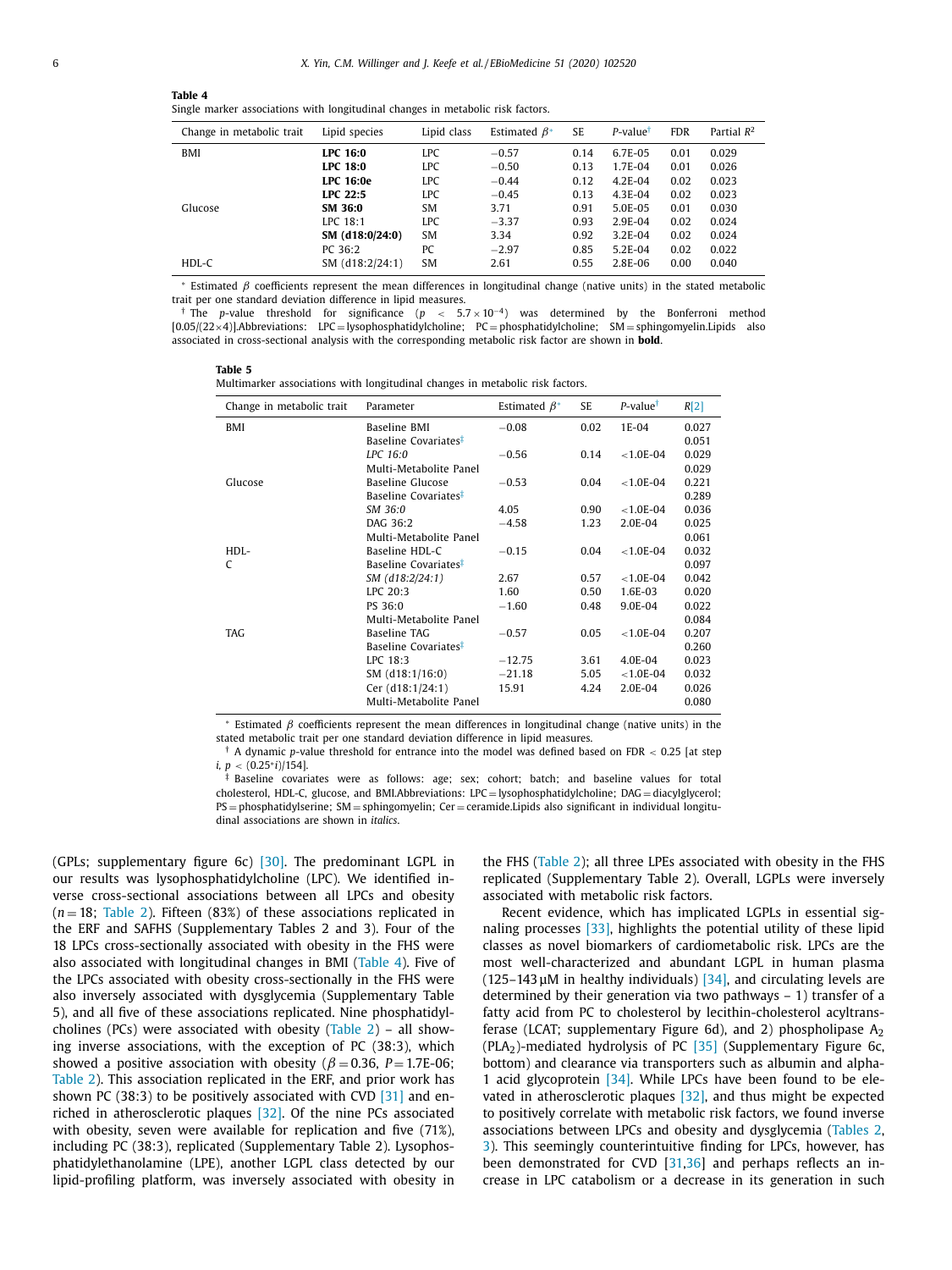**Table 4**
Single marker associations with longitudinal changes in metabolic risk factors.

| Change in metabolic trait | Lipid species | Lipid class | Estimated $\beta$* | SE | P-value† | FDR | Partial $R^2$ |
|---|---|---|---|---|---|---|---|
| BMI | **LPC 16:0** | LPC | −0.57 | 0.14 | 6.7E-05 | 0.01 | 0.029 |
| | **LPC 18:0** | LPC | −0.50 | 0.13 | 1.7E-04 | 0.01 | 0.026 |
| | **LPC 16:0e** | LPC | −0.44 | 0.12 | 4.2E-04 | 0.02 | 0.023 |
| | **LPC 22:5** | LPC | −0.45 | 0.13 | 4.3E-04 | 0.02 | 0.023 |
| Glucose | **SM 36:0** | SM | 3.71 | 0.91 | 5.0E-05 | 0.01 | 0.030 |
| | LPC 18:1 | LPC | −3.37 | 0.93 | 2.9E-04 | 0.02 | 0.024 |
| | **SM (d18:0/24:0)** | SM | 3.34 | 0.92 | 3.2E-04 | 0.02 | 0.024 |
| | PC 36:2 | PC | −2.97 | 0.85 | 5.2E-04 | 0.02 | 0.022 |
| HDL-C | SM (d18:2/24:1) | SM | 2.61 | 0.55 | 2.8E-06 | 0.00 | 0.040 |

\* Estimated $\beta$ coefficients represent the mean differences in longitudinal change (native units) in the stated metabolic trait per one standard deviation difference in lipid measures.
† The p-value threshold for significance ($p < 5.7 \times 10^{-4}$) was determined by the Bonferroni method [0.05/(22×4)].Abbreviations: LPC = lysophosphatidylcholine; PC = phosphatidylcholine; SM = sphingomyelin.Lipids also associated in cross-sectional analysis with the corresponding metabolic risk factor are shown in **bold**.

**Table 5**
Multimarker associations with longitudinal changes in metabolic risk factors.

| Change in metabolic trait | Parameter | Estimated $\beta$* | SE | P-value† | R[2] |
|---|---|---|---|---|---|
| BMI | Baseline BMI | −0.08 | 0.02 | 1E-04 | 0.027 |
| | Baseline Covariates‡ | | | | 0.051 |
| | *LPC 16:0* | −0.56 | 0.14 | <1.0E-04 | 0.029 |
| | Multi-Metabolite Panel | | | | 0.029 |
| Glucose | Baseline Glucose | −0.53 | 0.04 | <1.0E-04 | 0.221 |
| | Baseline Covariates‡ | | | | 0.289 |
| | *SM 36:0* | 4.05 | 0.90 | <1.0E-04 | 0.036 |
| | DAG 36:2 | −4.58 | 1.23 | 2.0E-04 | 0.025 |
| | Multi-Metabolite Panel | | | | 0.061 |
| HDL-C | Baseline HDL-C | −0.15 | 0.04 | <1.0E-04 | 0.032 |
| | Baseline Covariates‡ | | | | 0.097 |
| | *SM (d18:2/24:1)* | 2.67 | 0.57 | <1.0E-04 | 0.042 |
| | LPC 20:3 | 1.60 | 0.50 | 1.6E-03 | 0.020 |
| | PS 36:0 | −1.60 | 0.48 | 9.0E-04 | 0.022 |
| | Multi-Metabolite Panel | | | | 0.084 |
| TAG | Baseline TAG | −0.57 | 0.05 | <1.0E-04 | 0.207 |
| | Baseline Covariates‡ | | | | 0.260 |
| | LPC 18:3 | −12.75 | 3.61 | 4.0E-04 | 0.023 |
| | SM (d18:1/16:0) | −21.18 | 5.05 | <1.0E-04 | 0.032 |
| | Cer (d18:1/24:1) | 15.91 | 4.24 | 2.0E-04 | 0.026 |
| | Multi-Metabolite Panel | | | | 0.080 |

\* Estimated $\beta$ coefficients represent the mean differences in longitudinal change (native units) in the stated metabolic trait per one standard deviation difference in lipid measures.
† A dynamic p-value threshold for entrance into the model was defined based on FDR < 0.25 [at step $i$, $p < (0.25{*}i)/154$].
‡ Baseline covariates were as follows: age; sex; cohort; batch; and baseline values for total cholesterol, HDL-C, glucose, and BMI.Abbreviations: LPC = lysophosphatidylcholine; DAG = diacylglycerol; PS = phosphatidylserine; SM = sphingomyelin; Cer = ceramide.Lipids also significant in individual longitudinal associations are shown in *italics*.

(GPLs; supplementary figure 6c) [30]. The predominant LGPL in our results was lysophosphatidylcholine (LPC). We identified inverse cross-sectional associations between all LPCs and obesity ($n = 18$; Table 2). Fifteen (83%) of these associations replicated in the ERF and SAFHS (Supplementary Tables 2 and 3). Four of the 18 LPCs cross-sectionally associated with obesity in the FHS were also associated with longitudinal changes in BMI (Table 4). Five of the LPCs associated with obesity cross-sectionally in the FHS were also inversely associated with dysglycemia (Supplementary Table 5), and all five of these associations replicated. Nine phosphatidylcholines (PCs) were associated with obesity (Table 2) – all showing inverse associations, with the exception of PC (38:3), which showed a positive association with obesity ($\beta = 0.36$, $P = 1.7\text{E-}06$; Table 2). This association replicated in the ERF, and prior work has shown PC (38:3) to be positively associated with CVD [31] and enriched in atherosclerotic plaques [32]. Of the nine PCs associated with obesity, seven were available for replication and five (71%), including PC (38:3), replicated (Supplementary Table 2). Lysophosphatidylethanolamine (LPE), another LGPL class detected by our lipid-profiling platform, was inversely associated with obesity in the FHS (Table 2); all three LPEs associated with obesity in the FHS replicated (Supplementary Table 2). Overall, LGPLs were inversely associated with metabolic risk factors.

Recent evidence, which has implicated LGPLs in essential signaling processes [33], highlights the potential utility of these lipid classes as novel biomarkers of cardiometabolic risk. LPCs are the most well-characterized and abundant LGPL in human plasma (125–143 µM in healthy individuals) [34], and circulating levels are determined by their generation via two pathways – 1) transfer of a fatty acid from PC to cholesterol by lecithin-cholesterol acyltransferase (LCAT; supplementary Figure 6d), and 2) phospholipase $A_2$ ($PLA_2$)-mediated hydrolysis of PC [35] (Supplementary Figure 6c, bottom) and clearance via transporters such as albumin and alpha-1 acid glycoprotein [34]. While LPCs have been found to be elevated in atherosclerotic plaques [32], and thus might be expected to positively correlate with metabolic risk factors, we found inverse associations between LPCs and obesity and dysglycemia (Tables 2, 3). This seemingly counterintuitive finding for LPCs, however, has been demonstrated for CVD [31,36] and perhaps reflects an increase in LPC catabolism or a decrease in its generation in such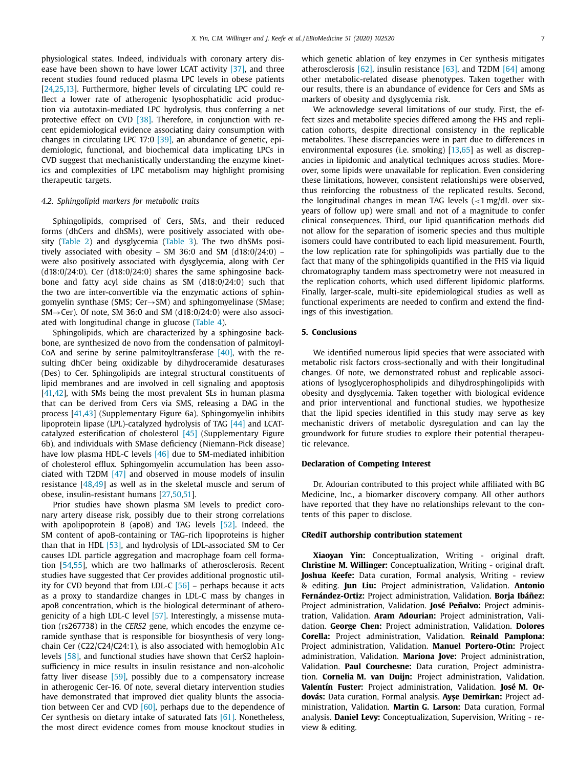physiological states. Indeed, individuals with coronary artery disease have been shown to have lower LCAT activity [37], and three recent studies found reduced plasma LPC levels in obese patients [24,25,13]. Furthermore, higher levels of circulating LPC could reflect a lower rate of atherogenic lysophosphatidic acid production via autotaxin-mediated LPC hydrolysis, thus conferring a net protective effect on CVD [38]. Therefore, in conjunction with recent epidemiological evidence associating dairy consumption with changes in circulating LPC 17:0 [39], an abundance of genetic, epidemiologic, functional, and biochemical data implicating LPCs in CVD suggest that mechanistically understanding the enzyme kinetics and complexities of LPC metabolism may highlight promising therapeutic targets.

### 4.2. Sphingolipid markers for metabolic traits

Sphingolipids, comprised of Cers, SMs, and their reduced forms (dhCers and dhSMs), were positively associated with obesity (Table 2) and dysglycemia (Table 3). The two dhSMs positively associated with obesity – SM 36:0 and SM (d18:0/24:0) – were also positively associated with dysglycemia, along with Cer (d18:0/24:0). Cer (d18:0/24:0) shares the same sphingosine backbone and fatty acyl side chains as SM (d18:0/24:0) such that the two are inter-convertible via the enzymatic actions of sphingomyelin synthase (SMS; Cer→SM) and sphingomyelinase (SMase; SM→Cer). Of note, SM 36:0 and SM (d18:0/24:0) were also associated with longitudinal change in glucose (Table 4).

Sphingolipids, which are characterized by a sphingosine backbone, are synthesized de novo from the condensation of palmitoyl-CoA and serine by serine palmitoyltransferase [40], with the resulting dhCer being oxidizable by dihydroceramide desaturases (Des) to Cer. Sphingolipids are integral structural constituents of lipid membranes and are involved in cell signaling and apoptosis [41,42], with SMs being the most prevalent SLs in human plasma that can be derived from Cers via SMS, releasing a DAG in the process [41,43] (Supplementary Figure 6a). Sphingomyelin inhibits lipoprotein lipase (LPL)-catalyzed hydrolysis of TAG [44] and LCAT-catalyzed esterification of cholesterol [45] (Supplementary Figure 6b), and individuals with SMase deficiency (Niemann-Pick disease) have low plasma HDL-C levels [46] due to SM-mediated inhibition of cholesterol efflux. Sphingomyelin accumulation has been associated with T2DM [47] and observed in mouse models of insulin resistance [48,49] as well as in the skeletal muscle and serum of obese, insulin-resistant humans [27,50,51].

Prior studies have shown plasma SM levels to predict coronary artery disease risk, possibly due to their strong correlations with apolipoprotein B (apoB) and TAG levels [52]. Indeed, the SM content of apoB-containing or TAG-rich lipoproteins is higher than that in HDL [53], and hydrolysis of LDL-associated SM to Cer causes LDL particle aggregation and macrophage foam cell formation [54,55], which are two hallmarks of atherosclerosis. Recent studies have suggested that Cer provides additional prognostic utility for CVD beyond that from LDL-C [56] – perhaps because it acts as a proxy to standardize changes in LDL-C mass by changes in apoB concentration, which is the biological determinant of atherogenicity of a high LDL-C level [57]. Interestingly, a missense mutation (rs267738) in the *CERS2* gene, which encodes the enzyme ceramide synthase that is responsible for biosynthesis of very long-chain Cer (C22/C24/C24:1), is also associated with hemoglobin A1c levels [58], and functional studies have shown that CerS2 haploinsufficiency in mice results in insulin resistance and non-alcoholic fatty liver disease [59], possibly due to a compensatory increase in atherogenic Cer-16. Of note, several dietary intervention studies have demonstrated that improved diet quality blunts the association between Cer and CVD [60], perhaps due to the dependence of Cer synthesis on dietary intake of saturated fats [61]. Nonetheless, the most direct evidence comes from mouse knockout studies in which genetic ablation of key enzymes in Cer synthesis mitigates atherosclerosis [62], insulin resistance [63], and T2DM [64] among other metabolic-related disease phenotypes. Taken together with our results, there is an abundance of evidence for Cers and SMs as markers of obesity and dysglycemia risk.

We acknowledge several limitations of our study. First, the effect sizes and metabolite species differed among the FHS and replication cohorts, despite directional consistency in the replicable metabolites. These discrepancies were in part due to differences in environmental exposures (i.e. smoking) [13,65] as well as discrepancies in lipidomic and analytical techniques across studies. Moreover, some lipids were unavailable for replication. Even considering these limitations, however, consistent relationships were observed, thus reinforcing the robustness of the replicated results. Second, the longitudinal changes in mean TAG levels (<1 mg/dL over six-years of follow up) were small and not of a magnitude to confer clinical consequences. Third, our lipid quantification methods did not allow for the separation of isomeric species and thus multiple isomers could have contributed to each lipid measurement. Fourth, the low replication rate for sphingolipids was partially due to the fact that many of the sphingolipids quantified in the FHS via liquid chromatography tandem mass spectrometry were not measured in the replication cohorts, which used different lipidomic platforms. Finally, larger-scale, multi-site epidemiological studies as well as functional experiments are needed to confirm and extend the findings of this investigation.

## 5. Conclusions

We identified numerous lipid species that were associated with metabolic risk factors cross-sectionally and with their longitudinal changes. Of note, we demonstrated robust and replicable associations of lysoglycerophospholipids and dihydrosphingolipids with obesity and dysglycemia. Taken together with biological evidence and prior interventional and functional studies, we hypothesize that the lipid species identified in this study may serve as key mechanistic drivers of metabolic dysregulation and can lay the groundwork for future studies to explore their potential therapeutic relevance.

## Declaration of Competing Interest

Dr. Adourian contributed to this project while affiliated with BG Medicine, Inc., a biomarker discovery company. All other authors have reported that they have no relationships relevant to the contents of this paper to disclose.

## CRediT authorship contribution statement

**Xiaoyan Yin:** Conceptualization, Writing - original draft. **Christine M. Willinger:** Conceptualization, Writing - original draft. **Joshua Keefe:** Data curation, Formal analysis, Writing - review & editing. **Jun Liu:** Project administration, Validation. **Antonio Fernández-Ortiz:** Project administration, Validation. **Borja Ibáñez:** Project administration, Validation. **José Peñalvo:** Project administration, Validation. **Aram Adourian:** Project administration, Validation. **George Chen:** Project administration, Validation. **Dolores Corella:** Project administration, Validation. **Reinald Pamplona:** Project administration, Validation. **Manuel Portero-Otin:** Project administration, Validation. **Mariona Jove:** Project administration, Validation. **Paul Courchesne:** Data curation, Project administration. **Cornelia M. van Duijn:** Project administration, Validation. **Valentín Fuster:** Project administration, Validation. **José M. Ordovás:** Data curation, Formal analysis. **Ayşe Demirkan:** Project administration, Validation. **Martin G. Larson:** Data curation, Formal analysis. **Daniel Levy:** Conceptualization, Supervision, Writing - review & editing.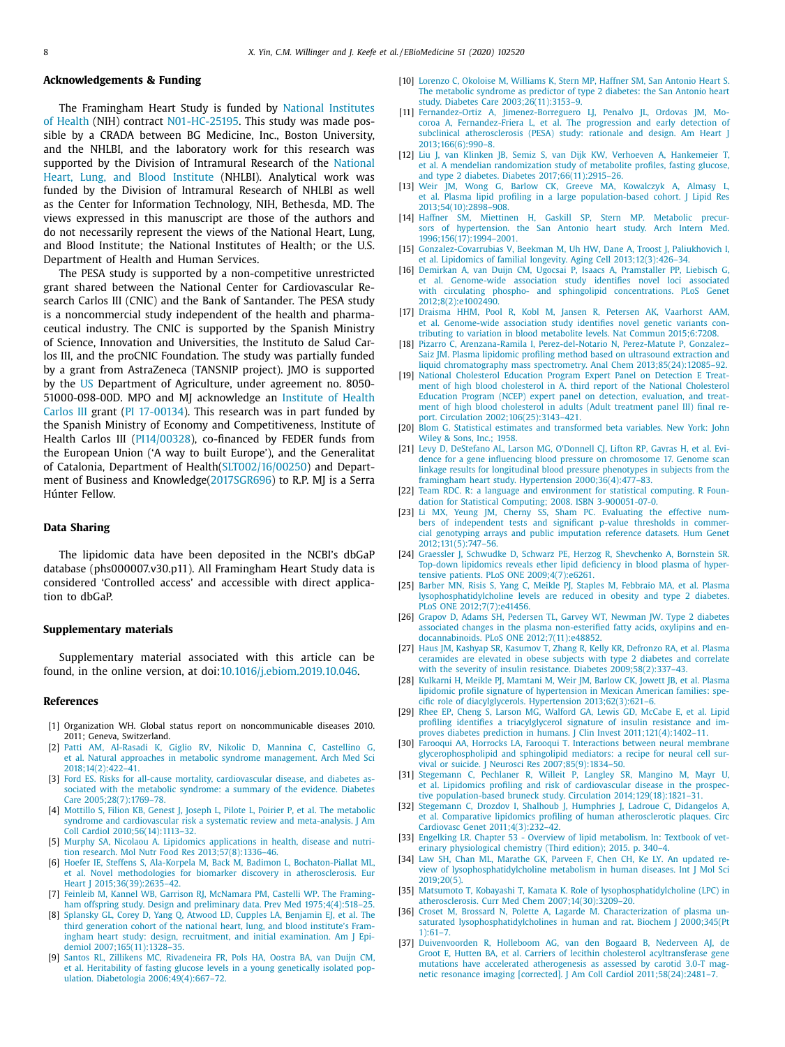## Acknowledgements & Funding

The Framingham Heart Study is funded by National Institutes of Health (NIH) contract N01-HC-25195. This study was made possible by a CRADA between BG Medicine, Inc., Boston University, and the NHLBI, and the laboratory work for this research was supported by the Division of Intramural Research of the National Heart, Lung, and Blood Institute (NHLBI). Analytical work was funded by the Division of Intramural Research of NHLBI as well as the Center for Information Technology, NIH, Bethesda, MD. The views expressed in this manuscript are those of the authors and do not necessarily represent the views of the National Heart, Lung, and Blood Institute; the National Institutes of Health; or the U.S. Department of Health and Human Services.

The PESA study is supported by a non-competitive unrestricted grant shared between the National Center for Cardiovascular Research Carlos III (CNIC) and the Bank of Santander. The PESA study is a noncommercial study independent of the health and pharmaceutical industry. The CNIC is supported by the Spanish Ministry of Science, Innovation and Universities, the Instituto de Salud Carlos III, and the proCNIC Foundation. The study was partially funded by a grant from AstraZeneca (TANSNIP project). JMO is supported by the US Department of Agriculture, under agreement no. 8050-51000-098-00D. MPO and MJ acknowledge an Institute of Health Carlos III grant (PI 17-00134). This research was in part funded by the Spanish Ministry of Economy and Competitiveness, Institute of Health Carlos III (PI14/00328), co-financed by FEDER funds from the European Union ('A way to built Europe'), and the Generalitat of Catalonia, Department of Health(SLT002/16/00250) and Department of Business and Knowledge(2017SGR696) to R.P. MJ is a Serra Húnter Fellow.

## Data Sharing

The lipidomic data have been deposited in the NCBI's dbGaP database (phs000007.v30.p11). All Framingham Heart Study data is considered 'Controlled access' and accessible with direct application to dbGaP.

## Supplementary materials

Supplementary material associated with this article can be found, in the online version, at doi:10.1016/j.ebiom.2019.10.046.

## References

[1] Organization WH. Global status report on noncommunicable diseases 2010. 2011; Geneva, Switzerland.

[2] Patti AM, Al-Rasadi K, Giglio RV, Nikolic D, Mannina C, Castellino G, et al. Natural approaches in metabolic syndrome management. Arch Med Sci 2018;14(2):422–41.

[3] Ford ES. Risks for all-cause mortality, cardiovascular disease, and diabetes associated with the metabolic syndrome: a summary of the evidence. Diabetes Care 2005;28(7):1769–78.

[4] Mottillo S, Filion KB, Genest J, Joseph L, Pilote L, Poirier P, et al. The metabolic syndrome and cardiovascular risk a systematic review and meta-analysis. J Am Coll Cardiol 2010;56(14):1113–32.

[5] Murphy SA, Nicolaou A. Lipidomics applications in health, disease and nutrition research. Mol Nutr Food Res 2013;57(8):1336–46.

[6] Hoefer IE, Steffens S, Ala-Korpela M, Back M, Badimon L, Bochaton-Piallat ML, et al. Novel methodologies for biomarker discovery in atherosclerosis. Eur Heart J 2015;36(39):2635–42.

[7] Feinleib M, Kannel WB, Garrison RJ, McNamara PM, Castelli WP. The Framingham offspring study. Design and preliminary data. Prev Med 1975;4(4):518–25.

[8] Splansky GL, Corey D, Yang Q, Atwood LD, Cupples LA, Benjamin EJ, et al. The third generation cohort of the national heart, lung, and blood institute's Framingham heart study: design, recruitment, and initial examination. Am J Epidemiol 2007;165(11):1328–35.

[9] Santos RL, Zillikens MC, Rivadeneira FR, Pols HA, Oostra BA, van Duijn CM, et al. Heritability of fasting glucose levels in a young genetically isolated population. Diabetologia 2006;49(4):667–72.

[10] Lorenzo C, Okoloise M, Williams K, Stern MP, Haffner SM, San Antonio Heart S. The metabolic syndrome as predictor of type 2 diabetes: the San Antonio heart study. Diabetes Care 2003;26(11):3153–9.

[11] Fernandez-Ortiz A, Jimenez-Borreguero LJ, Penalvo JL, Ordovas JM, Mocoroa A, Fernandez-Friera L, et al. The progression and early detection of subclinical atherosclerosis (PESA) study: rationale and design. Am Heart J 2013;166(6):990–8.

[12] Liu J, van Klinken JB, Semiz S, van Dijk KW, Verhoeven A, Hankemeier T, et al. A mendelian randomization study of metabolite profiles, fasting glucose, and type 2 diabetes. Diabetes 2017;66(11):2915–26.

[13] Weir JM, Wong G, Barlow CK, Greeve MA, Kowalczyk A, Almasy L, et al. Plasma lipid profiling in a large population-based cohort. J Lipid Res 2013;54(10):2898–908.

[14] Haffner SM, Miettinen H, Gaskill SP, Stern MP. Metabolic precursors of hypertension. the San Antonio heart study. Arch Intern Med. 1996;156(17):1994–2001.

[15] Gonzalez-Covarrubias V, Beekman M, Uh HW, Dane A, Troost J, Paliukhovich I, et al. Lipidomics of familial longevity. Aging Cell 2013;12(3):426–34.

[16] Demirkan A, van Duijn CM, Ugocsai P, Isaacs A, Pramstaller PP, Liebisch G, et al. Genome-wide association study identifies novel loci associated with circulating phospho- and sphingolipid concentrations. PLoS Genet 2012;8(2):e1002490.

[17] Draisma HHM, Pool R, Kobl M, Jansen R, Petersen AK, Vaarhorst AAM, et al. Genome-wide association study identifies novel genetic variants contributing to variation in blood metabolite levels. Nat Commun 2015;6:7208.

[18] Pizarro C, Arenzana-Ramila I, Perez-del-Notario N, Perez-Matute P, Gonzalez–Saiz JM. Plasma lipidomic profiling method based on ultrasound extraction and liquid chromatography mass spectrometry. Anal Chem 2013;85(24):12085–92.

[19] National Cholesterol Education Program Expert Panel on Detection E Treatment of high blood cholesterol in A. third report of the National Cholesterol Education Program (NCEP) expert panel on detection, evaluation, and treatment of high blood cholesterol in adults (Adult treatment panel III) final report. Circulation 2002;106(25):3143–421.

[20] Blom G. Statistical estimates and transformed beta variables. New York: John Wiley & Sons, Inc.; 1958.

[21] Levy D, DeStefano AL, Larson MG, O'Donnell CJ, Lifton RP, Gavras H, et al. Evidence for a gene influencing blood pressure on chromosome 17. Genome scan linkage results for longitudinal blood pressure phenotypes in subjects from the framingham heart study. Hypertension 2000;36(4):477–83.

[22] Team RDC. R: a language and environment for statistical computing. R Foundation for Statistical Computing; 2008. ISBN 3-900051-07-0.

[23] Li MX, Yeung JM, Cherny SS, Sham PC. Evaluating the effective numbers of independent tests and significant p-value thresholds in commercial genotyping arrays and public imputation reference datasets. Hum Genet 2012;131(5):747–56.

[24] Graessler J, Schwudke D, Schwarz PE, Herzog R, Shevchenko A, Bornstein SR. Top-down lipidomics reveals ether lipid deficiency in blood plasma of hypertensive patients. PLoS ONE 2009;4(7):e6261.

[25] Barber MN, Risis S, Yang C, Meikle PJ, Staples M, Febbraio MA, et al. Plasma lysophosphatidylcholine levels are reduced in obesity and type 2 diabetes. PLoS ONE 2012;7(7):e41456.

[26] Grapov D, Adams SH, Pedersen TL, Garvey WT, Newman JW. Type 2 diabetes associated changes in the plasma non-esterified fatty acids, oxylipins and endocannabinoids. PLoS ONE 2012;7(11):e48852.

[27] Haus JM, Kashyap SR, Kasumov T, Zhang R, Kelly KR, Defronzo RA, et al. Plasma ceramides are elevated in obese subjects with type 2 diabetes and correlate with the severity of insulin resistance. Diabetes 2009;58(2):337–43.

[28] Kulkarni H, Meikle PJ, Mamtani M, Weir JM, Barlow CK, Jowett JB, et al. Plasma lipidomic profile signature of hypertension in Mexican American families: specific role of diacylglycerols. Hypertension 2013;62(3):621–6.

[29] Rhee EP, Cheng S, Larson MG, Walford GA, Lewis GD, McCabe E, et al. Lipid profiling identifies a triacylglycerol signature of insulin resistance and improves diabetes prediction in humans. J Clin Invest 2011;121(4):1402–11.

[30] Farooqui AA, Horrocks LA, Farooqui T. Interactions between neural membrane glycerophospholipid and sphingolipid mediators: a recipe for neural cell survival or suicide. J Neurosci Res 2007;85(9):1834–50.

[31] Stegemann C, Pechlaner R, Willeit P, Langley SR, Mangino M, Mayr U, et al. Lipidomics profiling and risk of cardiovascular disease in the prospective population-based bruneck study. Circulation 2014;129(18):1821–31.

[32] Stegemann C, Drozdov I, Shalhoub J, Humphries J, Ladroue C, Didangelos A, et al. Comparative lipidomics profiling of human atherosclerotic plaques. Circ Cardiovasc Genet 2011;4(3):232–42.

[33] Engelking LR. Chapter 53 - Overview of lipid metabolism. In: Textbook of veterinary physiological chemistry (Third edition); 2015. p. 340–4.

[34] Law SH, Chan ML, Marathe GK, Parveen F, Chen CH, Ke LY. An updated review of lysophosphatidylcholine metabolism in human diseases. Int J Mol Sci 2019;20(5).

[35] Matsumoto T, Kobayashi T, Kamata K. Role of lysophosphatidylcholine (LPC) in atherosclerosis. Curr Med Chem 2007;14(30):3209–20.

[36] Croset M, Brossard N, Polette A, Lagarde M. Characterization of plasma unsaturated lysophosphatidylcholines in human and rat. Biochem J 2000;345(Pt 1):61–7.

[37] Duivenvoorden R, Holleboom AG, van den Bogaard B, Nederveen AJ, de Groot E, Hutten BA, et al. Carriers of lecithin cholesterol acyltransferase gene mutations have accelerated atherogenesis as assessed by carotid 3.0-T magnetic resonance imaging [corrected]. J Am Coll Cardiol 2011;58(24):2481–7.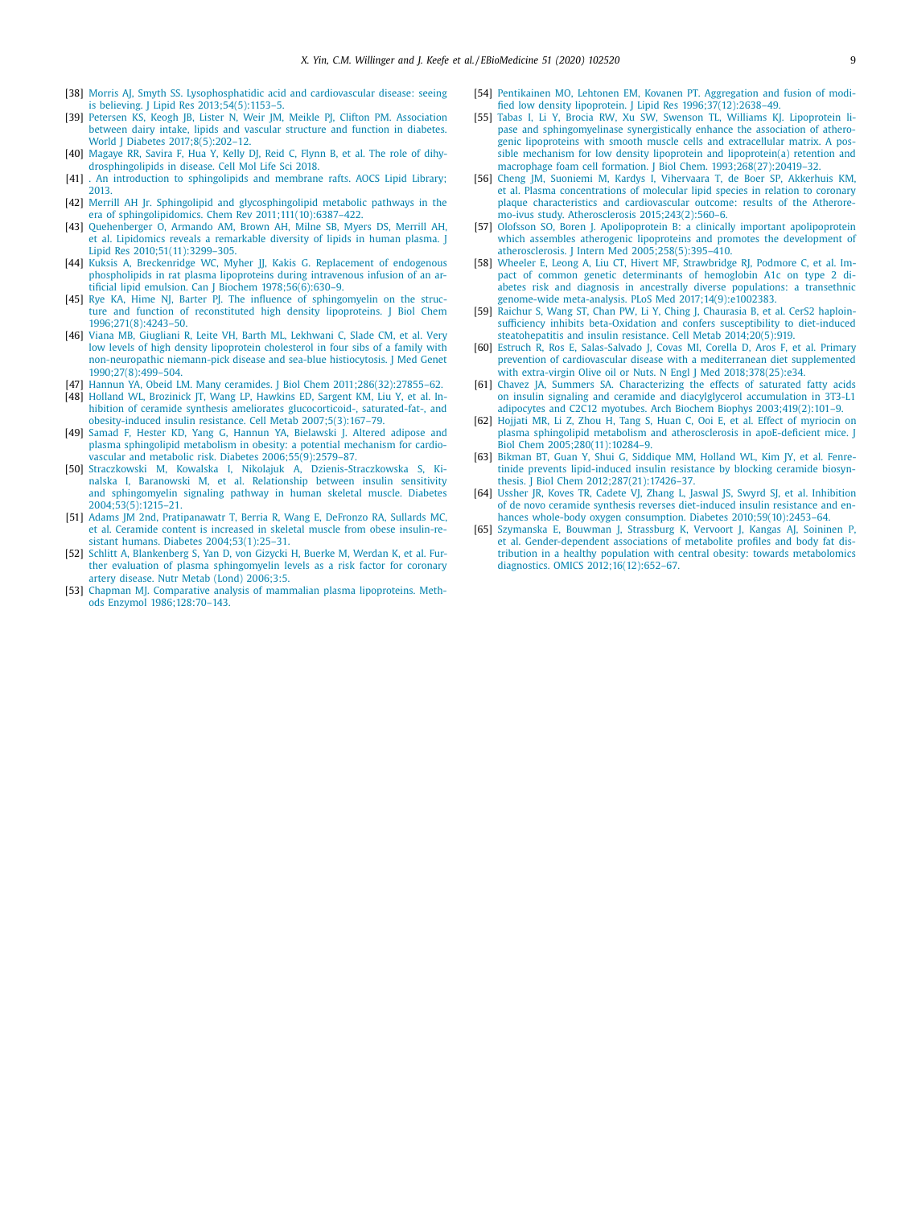[38] Morris AJ, Smyth SS. Lysophosphatidic acid and cardiovascular disease: seeing is believing. J Lipid Res 2013;54(5):1153–5.
[39] Petersen KS, Keogh JB, Lister N, Weir JM, Meikle PJ, Clifton PM. Association between dairy intake, lipids and vascular structure and function in diabetes. World J Diabetes 2017;8(5):202–12.
[40] Magaye RR, Savira F, Hua Y, Kelly DJ, Reid C, Flynn B, et al. The role of dihydrosphingolipids in disease. Cell Mol Life Sci 2018.
[41] . An introduction to sphingolipids and membrane rafts. AOCS Lipid Library; 2013.
[42] Merrill AH Jr. Sphingolipid and glycosphingolipid metabolic pathways in the era of sphingolipidomics. Chem Rev 2011;111(10):6387–422.
[43] Quehenberger O, Armando AM, Brown AH, Milne SB, Myers DS, Merrill AH, et al. Lipidomics reveals a remarkable diversity of lipids in human plasma. J Lipid Res 2010;51(11):3299–305.
[44] Kuksis A, Breckenridge WC, Myher JJ, Kakis G. Replacement of endogenous phospholipids in rat plasma lipoproteins during intravenous infusion of an artificial lipid emulsion. Can J Biochem 1978;56(6):630–9.
[45] Rye KA, Hime NJ, Barter PJ. The influence of sphingomyelin on the structure and function of reconstituted high density lipoproteins. J Biol Chem 1996;271(8):4243–50.
[46] Viana MB, Giugliani R, Leite VH, Barth ML, Lekhwani C, Slade CM, et al. Very low levels of high density lipoprotein cholesterol in four sibs of a family with non-neuropathic niemann-pick disease and sea-blue histiocytosis. J Med Genet 1990;27(8):499–504.
[47] Hannun YA, Obeid LM. Many ceramides. J Biol Chem 2011;286(32):27855–62.
[48] Holland WL, Brozinick JT, Wang LP, Hawkins ED, Sargent KM, Liu Y, et al. Inhibition of ceramide synthesis ameliorates glucocorticoid-, saturated-fat-, and obesity-induced insulin resistance. Cell Metab 2007;5(3):167–79.
[49] Samad F, Hester KD, Yang G, Hannun YA, Bielawski J. Altered adipose and plasma sphingolipid metabolism in obesity: a potential mechanism for cardiovascular and metabolic risk. Diabetes 2006;55(9):2579–87.
[50] Straczkowski M, Kowalska I, Nikolajuk A, Dzienis-Straczkowska S, Kinalska I, Baranowski M, et al. Relationship between insulin sensitivity and sphingomyelin signaling pathway in human skeletal muscle. Diabetes 2004;53(5):1215–21.
[51] Adams JM 2nd, Pratipanawatr T, Berria R, Wang E, DeFronzo RA, Sullards MC, et al. Ceramide content is increased in skeletal muscle from obese insulin-resistant humans. Diabetes 2004;53(1):25–31.
[52] Schlitt A, Blankenberg S, Yan D, von Gizycki H, Buerke M, Werdan K, et al. Further evaluation of plasma sphingomyelin levels as a risk factor for coronary artery disease. Nutr Metab (Lond) 2006;3:5.
[53] Chapman MJ. Comparative analysis of mammalian plasma lipoproteins. Methods Enzymol 1986;128:70–143.
[54] Pentikainen MO, Lehtonen EM, Kovanen PT. Aggregation and fusion of modified low density lipoprotein. J Lipid Res 1996;37(12):2638–49.
[55] Tabas I, Li Y, Brocia RW, Xu SW, Swenson TL, Williams KJ. Lipoprotein lipase and sphingomyelinase synergistically enhance the association of atherogenic lipoproteins with smooth muscle cells and extracellular matrix. A possible mechanism for low density lipoprotein and lipoprotein(a) retention and macrophage foam cell formation. J Biol Chem. 1993;268(27):20419–32.
[56] Cheng JM, Suoniemi M, Kardys I, Vihervaara T, de Boer SP, Akkerhuis KM, et al. Plasma concentrations of molecular lipid species in relation to coronary plaque characteristics and cardiovascular outcome: results of the Atheroremo-ivus study. Atherosclerosis 2015;243(2):560–6.
[57] Olofsson SO, Boren J. Apolipoprotein B: a clinically important apolipoprotein which assembles atherogenic lipoproteins and promotes the development of atherosclerosis. J Intern Med 2005;258(5):395–410.
[58] Wheeler E, Leong A, Liu CT, Hivert MF, Strawbridge RJ, Podmore C, et al. Impact of common genetic determinants of hemoglobin A1c on type 2 diabetes risk and diagnosis in ancestrally diverse populations: a transethnic genome-wide meta-analysis. PLoS Med 2017;14(9):e1002383.
[59] Raichur S, Wang ST, Chan PW, Li Y, Ching J, Chaurasia B, et al. CerS2 haploinsufficiency inhibits beta-Oxidation and confers susceptibility to diet-induced steatohepatitis and insulin resistance. Cell Metab 2014;20(5):919.
[60] Estruch R, Ros E, Salas-Salvado J, Covas MI, Corella D, Aros F, et al. Primary prevention of cardiovascular disease with a mediterranean diet supplemented with extra-virgin Olive oil or Nuts. N Engl J Med 2018;378(25):e34.
[61] Chavez JA, Summers SA. Characterizing the effects of saturated fatty acids on insulin signaling and ceramide and diacylglycerol accumulation in 3T3-L1 adipocytes and C2C12 myotubes. Arch Biochem Biophys 2003;419(2):101–9.
[62] Hojjati MR, Li Z, Zhou H, Tang S, Huan C, Ooi E, et al. Effect of myriocin on plasma sphingolipid metabolism and atherosclerosis in apoE-deficient mice. J Biol Chem 2005;280(11):10284–9.
[63] Bikman BT, Guan Y, Shui G, Siddique MM, Holland WL, Kim JY, et al. Fenretinide prevents lipid-induced insulin resistance by blocking ceramide biosynthesis. J Biol Chem 2012;287(21):17426–37.
[64] Ussher JR, Koves TR, Cadete VJ, Zhang L, Jaswal JS, Swyrd SJ, et al. Inhibition of de novo ceramide synthesis reverses diet-induced insulin resistance and enhances whole-body oxygen consumption. Diabetes 2010;59(10):2453–64.
[65] Szymanska E, Bouwman J, Strassburg K, Vervoort J, Kangas AJ, Soininen P, et al. Gender-dependent associations of metabolite profiles and body fat distribution in a healthy population with central obesity: towards metabolomics diagnostics. OMICS 2012;16(12):652–67.